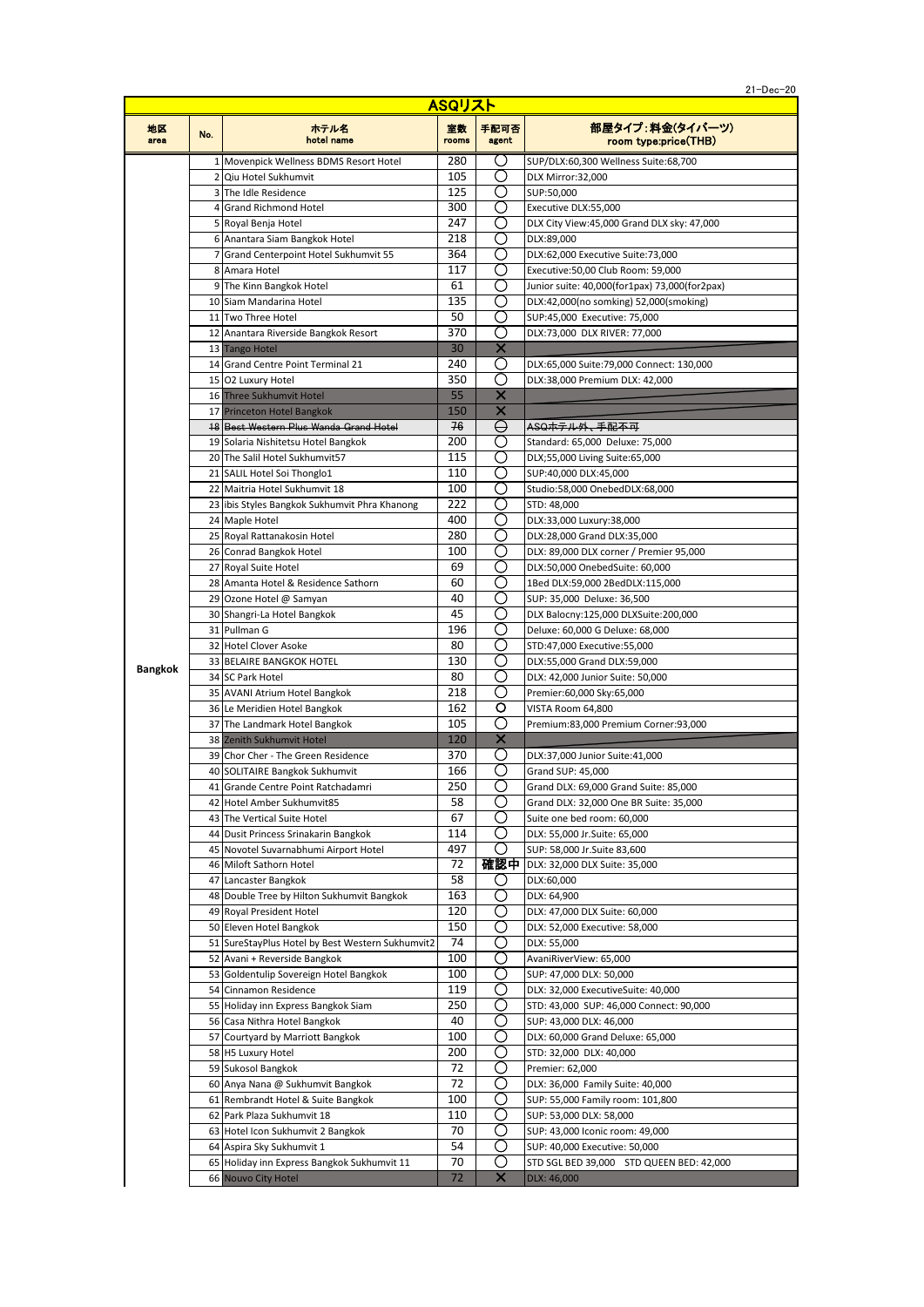21-Dec-20

# ASQリスト

| 地区 area | No. | ホテル名 hotel name | 室数 rooms | 手配可否 agent | 部屋タイプ：料金(タイパーツ) room type:price(THB) |
|---|---|---|---|---|---|
| Bangkok | 1 | Movenpick Wellness BDMS Resort Hotel | 280 | 〇 | SUP/DLX:60,300 Wellness Suite:68,700 |
| | 2 | Qiu Hotel Sukhumvit | 105 | 〇 | DLX Mirror:32,000 |
| | 3 | The Idle Residence | 125 | 〇 | SUP:50,000 |
| | 4 | Grand Richmond Hotel | 300 | 〇 | Executive DLX:55,000 |
| | 5 | Royal Benja Hotel | 247 | 〇 | DLX City View:45,000 Grand DLX sky: 47,000 |
| | 6 | Anantara Siam Bangkok Hotel | 218 | 〇 | DLX:89,000 |
| | 7 | Grand Centerpoint Hotel Sukhumvit 55 | 364 | 〇 | DLX:62,000 Executive Suite:73,000 |
| | 8 | Amara Hotel | 117 | 〇 | Executive:50,00 Club Room: 59,000 |
| | 9 | The Kinn Bangkok Hotel | 61 | 〇 | Junior suite: 40,000(for1pax) 73,000(for2pax) |
| | 10 | Siam Mandarina Hotel | 135 | 〇 | DLX:42,000(no somking) 52,000(smoking) |
| | 11 | Two Three Hotel | 50 | 〇 | SUP:45,000 Executive: 75,000 |
| | 12 | Anantara Riverside Bangkok Resort | 370 | 〇 | DLX:73,000 DLX RIVER: 77,000 |
| | 13 | Tango Hotel | 30 | × | |
| | 14 | Grand Centre Point Terminal 21 | 240 | 〇 | DLX:65,000 Suite:79,000 Connect: 130,000 |
| | 15 | O2 Luxury Hotel | 350 | 〇 | DLX:38,000 Premium DLX: 42,000 |
| | 16 | Three Sukhumvit Hotel | 55 | × | |
| | 17 | Princeton Hotel Bangkok | 150 | × | |
| | 18 | ~~Best Western Plus Wanda Grand Hotel~~ | ~~76~~ | ~~〇~~ | ~~ASQホテル外、手配不可~~ |
| | 19 | Solaria Nishitetsu Hotel Bangkok | 200 | 〇 | Standard: 65,000 Deluxe: 75,000 |
| | 20 | The Salil Hotel Sukhumvit57 | 115 | 〇 | DLX;55,000 Living Suite:65,000 |
| | 21 | SALIL Hotel Soi Thonglo1 | 110 | 〇 | SUP:40,000 DLX:45,000 |
| | 22 | Maitria Hotel Sukhumvit 18 | 100 | 〇 | Studio:58,000 OnebedDLX:68,000 |
| | 23 | ibis Styles Bangkok Sukhumvit Phra Khanong | 222 | 〇 | STD: 48,000 |
| | 24 | Maple Hotel | 400 | 〇 | DLX:33,000 Luxury:38,000 |
| | 25 | Royal Rattanakosin Hotel | 280 | 〇 | DLX:28,000 Grand DLX:35,000 |
| | 26 | Conrad Bangkok Hotel | 100 | 〇 | DLX: 89,000 DLX corner / Premier 95,000 |
| | 27 | Royal Suite Hotel | 69 | 〇 | DLX:50,000 OnebedSuite: 60,000 |
| | 28 | Amanta Hotel & Residence Sathorn | 60 | 〇 | 1Bed DLX:59,000 2BedDLX:115,000 |
| | 29 | Ozone Hotel @ Samyan | 40 | 〇 | SUP: 35,000 Deluxe: 36,500 |
| | 30 | Shangri-La Hotel Bangkok | 45 | 〇 | DLX Balocny:125,000 DLXSuite:200,000 |
| | 31 | Pullman G | 196 | 〇 | Deluxe: 60,000 G Deluxe: 68,000 |
| | 32 | Hotel Clover Asoke | 80 | 〇 | STD:47,000 Executive:55,000 |
| | 33 | BELAIRE BANGKOK HOTEL | 130 | 〇 | DLX:55,000 Grand DLX:59,000 |
| | 34 | SC Park Hotel | 80 | 〇 | DLX: 42,000 Junior Suite: 50,000 |
| | 35 | AVANI Atrium Hotel Bangkok | 218 | 〇 | Premier:60,000 Sky:65,000 |
| | 36 | Le Meridien Hotel Bangkok | 162 | 〇 | VISTA Room 64,800 |
| | 37 | The Landmark Hotel Bangkok | 105 | 〇 | Premium:83,000 Premium Corner:93,000 |
| | 38 | Zenith Sukhumvit Hotel | 120 | × | |
| | 39 | Chor Cher - The Green Residence | 370 | 〇 | DLX:37,000 Junior Suite:41,000 |
| | 40 | SOLITAIRE Bangkok Sukhumvit | 166 | 〇 | Grand SUP: 45,000 |
| | 41 | Grande Centre Point Ratchadamri | 250 | 〇 | Grand DLX: 69,000 Grand Suite: 85,000 |
| | 42 | Hotel Amber Sukhumvit85 | 58 | 〇 | Grand DLX: 32,000 One BR Suite: 35,000 |
| | 43 | The Vertical Suite Hotel | 67 | 〇 | Suite one bed room: 60,000 |
| | 44 | Dusit Princess Srinakarin Bangkok | 114 | 〇 | DLX: 55,000 Jr.Suite: 65,000 |
| | 45 | Novotel Suvarnabhumi Airport Hotel | 497 | 〇 | SUP: 58,000 Jr.Suite 83,600 |
| | 46 | Miloft Sathorn Hotel | 72 | 確認中 | DLX: 32,000 DLX Suite: 35,000 |
| | 47 | Lancaster Bangkok | 58 | 〇 | DLX:60,000 |
| | 48 | Double Tree by Hilton Sukhumvit Bangkok | 163 | 〇 | DLX: 64,900 |
| | 49 | Royal President Hotel | 120 | 〇 | DLX: 47,000 DLX Suite: 60,000 |
| | 50 | Eleven Hotel Bangkok | 150 | 〇 | DLX: 52,000 Executive: 58,000 |
| | 51 | SureStayPlus Hotel by Best Western Sukhumvit2 | 74 | 〇 | DLX: 55,000 |
| | 52 | Avani + Reverside Bangkok | 100 | 〇 | AvaniRiverView: 65,000 |
| | 53 | Goldentulip Sovereign Hotel Bangkok | 100 | 〇 | SUP: 47,000 DLX: 50,000 |
| | 54 | Cinnamon Residence | 119 | 〇 | DLX: 32,000 ExecutiveSuite: 40,000 |
| | 55 | Holiday inn Express Bangkok Siam | 250 | 〇 | STD: 43,000 SUP: 46,000 Connect: 90,000 |
| | 56 | Casa Nithra Hotel Bangkok | 40 | 〇 | SUP: 43,000 DLX: 46,000 |
| | 57 | Courtyard by Marriott Bangkok | 100 | 〇 | DLX: 60,000 Grand Deluxe: 65,000 |
| | 58 | H5 Luxury Hotel | 200 | 〇 | STD: 32,000 DLX: 40,000 |
| | 59 | Sukosol Bangkok | 72 | 〇 | Premier: 62,000 |
| | 60 | Anya Nana @ Sukhumvit Bangkok | 72 | 〇 | DLX: 36,000 Family Suite: 40,000 |
| | 61 | Rembrandt Hotel & Suite Bangkok | 100 | 〇 | SUP: 55,000 Family room: 101,800 |
| | 62 | Park Plaza Sukhumvit 18 | 110 | 〇 | SUP: 53,000 DLX: 58,000 |
| | 63 | Hotel Icon Sukhumvit 2 Bangkok | 70 | 〇 | SUP: 43,000 Iconic room: 49,000 |
| | 64 | Aspira Sky Sukhumvit 1 | 54 | 〇 | SUP: 40,000 Executive: 50,000 |
| | 65 | Holiday inn Express Bangkok Sukhumvit 11 | 70 | 〇 | STD SGL BED 39,000 STD QUEEN BED: 42,000 |
| | 66 | Nouvo City Hotel | 72 | × | DLX: 46,000 |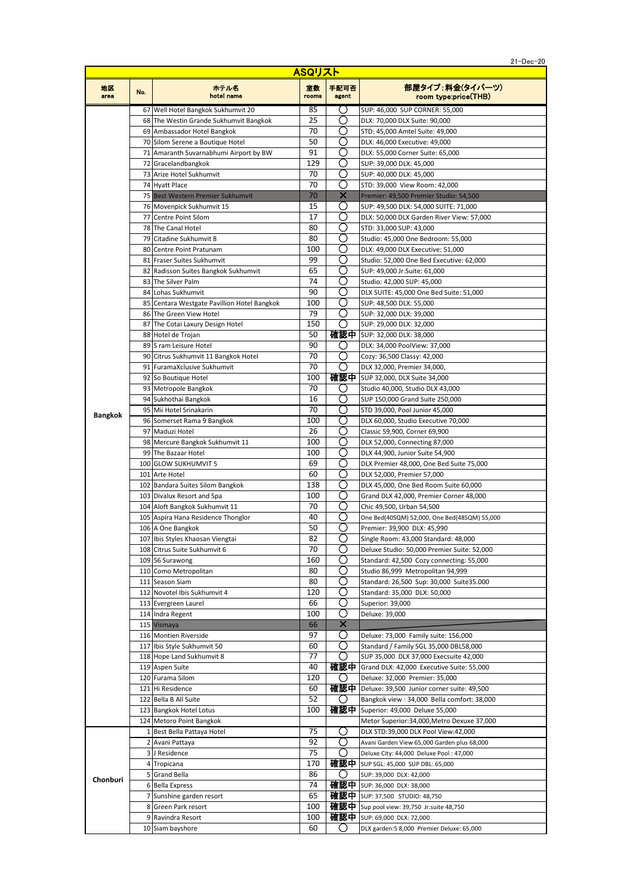21-Dec-20

# ASQリスト

| 地区 area | No. | ホテル名 hotel name | 室数 rooms | 手配可否 agent | 部屋タイプ：料金(タイバーツ) room type:price(THB) |
|---|---|---|---|---|---|
| Bangkok | 67 | Well Hotel Bangkok Sukhumvit 20 | 85 | ○ | SUP: 46,000 SUP CORNER: 55,000 |
| | 68 | The Westin Grande Sukhumvit Bangkok | 25 | ○ | DLX: 70,000 DLX Suite: 90,000 |
| | 69 | Ambassador Hotel Bangkok | 70 | ○ | STD: 45,000 Amtel Suite: 49,000 |
| | 70 | Silom Serene a Boutique Hotel | 50 | ○ | DLX: 46,000 Executive: 49,000 |
| | 71 | Amaranth Suvarnabhumi Airport by BW | 91 | ○ | DLX: 55,000 Corner Suite: 65,000 |
| | 72 | Gracelandbangkok | 129 | ○ | SUP: 39,000 DLX: 45,000 |
| | 73 | Arize Hotel Sukhumvit | 70 | ○ | SUP: 40,000 DLX: 45,000 |
| | 74 | Hyatt Place | 70 | ○ | STD: 39,000 View Room: 42,000 |
| | 75 | Best Western Premier Sukhumvit | 70 | × | Premier: 49,500 Premier Studio: 54,500 |
| | 76 | Movenpick Sukhumvit 15 | 15 | ○ | SUP: 49,500 DLX: 54,000 SUITE: 71,000 |
| | 77 | Centre Point Silom | 17 | ○ | DLX: 50,000 DLX Garden River View: 57,000 |
| | 78 | The Canal Hotel | 80 | ○ | STD: 33,000 SUP: 43,000 |
| | 79 | Citadine Sukhumvit 8 | 80 | ○ | Studio: 45,000 One Bedroom: 55,000 |
| | 80 | Centre Point Pratunam | 100 | ○ | DLX: 49,000 DLX Executive: 51,000 |
| | 81 | Fraser Suites Sukhumvit | 99 | ○ | Studio: 52,000 One Bed Executive: 62,000 |
| | 82 | Radisson Suites Bangkok Sukhumvit | 65 | ○ | SUP: 49,000 Jr.Suite: 61,000 |
| | 83 | The Silver Palm | 74 | ○ | Studio: 42,000 SUP: 45,000 |
| | 84 | Lohas Sukhumvit | 90 | ○ | DLX SUITE: 45,000 One Bed Suite: 51,000 |
| | 85 | Centara Westgate Pavillion Hotel Bangkok | 100 | ○ | SUP: 48,500 DLX: 55,000 |
| | 86 | The Green View Hotel | 79 | ○ | SUP: 32,000 DLX: 39,000 |
| | 87 | The Cotai Laxury Design Hotel | 150 | ○ | SUP: 29,000 DLX: 32,000 |
| | 88 | Hotel de Trojan | 50 | 確認中 | SUP: 32,000 DLX: 38,000 |
| | 89 | S ram Leisure Hotel | 90 | ○ | DLX: 34,000 PoolView: 37,000 |
| | 90 | Citrus Sukhumvit 11 Bangkok Hotel | 70 | ○ | Cozy: 36,500 Classy: 42,000 |
| | 91 | FuramaXclusive Sukhumvit | 70 | ○ | DLX 32,000, Premier 34,000, |
| | 92 | So Boutique Hotel | 100 | 確認中 | SUP 32,000, DLX Suite 34,000 |
| | 93 | Metropole Bangkok | 70 | ○ | Studio 40,000, Studio DLX 43,000 |
| | 94 | Sukhothai Bangkok | 16 | ○ | SUP 150,000 Grand Suite 250,000 |
| | 95 | Mii Hotel Srinakarin | 70 | ○ | STD 39,000, Pool Junior 45,000 |
| | 96 | Somerset Rama 9 Bangkok | 100 | ○ | DLX 60,000, Studio Executive 70,000 |
| | 97 | Maduzi Hotel | 26 | ○ | Classic 59,900, Corner 69,900 |
| | 98 | Mercure Bangkok Sukhumvit 11 | 100 | ○ | DLX 52,000, Connecting 87,000 |
| | 99 | The Bazaar Hotel | 100 | ○ | DLX 44,900, Junior Suite 54,900 |
| | 100 | GLOW SUKHUMVIT 5 | 69 | ○ | DLX Premier 48,000, One Bed Suite 75,000 |
| | 101 | Arte Hotel | 60 | ○ | DLX 52,000, Premier 57,000 |
| | 102 | Bandara Suites Silom Bangkok | 138 | ○ | DLX 45,000, One Bed Room Suite 60,000 |
| | 103 | Divalux Resort and Spa | 100 | ○ | Grand DLX 42,000, Premier Corner 48,000 |
| | 104 | Aloft Bangkok Sukhumvit 11 | 70 | ○ | Chic 49,500, Urban 54,500 |
| | 105 | Aspira Hana Residence Thonglor | 40 | ○ | One Bed(40SQM) 52,000, One Bed(48SQM) 55,000 |
| | 106 | A One Bangkok | 50 | ○ | Premier: 39,900 DLX: 45,990 |
| | 107 | Ibis Styles Khaosan Viengtai | 82 | ○ | Single Room: 43,000 Standard: 48,000 |
| | 108 | Citrus Suite Sukhumvit 6 | 70 | ○ | Deluxe Studio: 50,000 Premier Suite: 52,000 |
| | 109 | 56 Surawong | 160 | ○ | Standard: 42,500 Cozy connecting: 55,000 |
| | 110 | Como Metropolitan | 80 | ○ | Studio 86,999 Metropolitan 94,999 |
| | 111 | Season Siam | 80 | ○ | Standard: 26,500 Sup: 30,000 Suite35.000 |
| | 112 | Novotel Ibis Sukhumvit 4 | 120 | ○ | Standard: 35,000 DLX: 50,000 |
| | 113 | Evergreen Laurel | 66 | ○ | Superior: 39,000 |
| | 114 | Indra Regent | 100 | ○ | Deluxe: 39,000 |
| | 115 | Vismaya | 66 | × | |
| | 116 | Montien Riverside | 97 | ○ | Deluxe: 73,000 Family suite: 156,000 |
| | 117 | Ibis Style Sukhumvit 50 | 60 | ○ | Standard / Family SGL 35,000 DBL58,000 |
| | 118 | Hope Land Sukhumvit 8 | 77 | ○ | SUP 35,000 DLX 37,000 Execsuite 42,000 |
| | 119 | Aspen Suite | 40 | 確認中 | Grand DLX: 42,000 Executive Suite: 55,000 |
| | 120 | Furama Silom | 120 | ○ | Deluxe: 32,000 Premier: 35,000 |
| | 121 | Hi Residence | 60 | 確認中 | Deluxe: 39,500 Junior corner suite: 49,500 |
| | 122 | Bella B All Suite | 52 | ○ | Bangkok view : 34,000 Bella comfort: 38,000 |
| | 123 | Bangkok Hotel Lotus | 100 | 確認中 | Superior: 49,000 Deluxe 55,000 |
| | 124 | Metoro Point Bangkok | | | Metor Superior:34,000,Metro Dexuxe 37,000 |
| Chonburi | 1 | Best Bella Pattaya Hotel | 75 | ○ | DLX STD:39,000 DLX Pool View:42,000 |
| | 2 | Avani Pattaya | 92 | ○ | Avani Garden View 65,000 Garden plus 68,000 |
| | 3 | J Residence | 75 | ○ | Deluxe City: 44,000 Deluxe Pool : 47,000 |
| | 4 | Tropicana | 170 | 確認中 | SUP SGL: 45,000 SUP DBL: 65,000 |
| | 5 | Grand Bella | 86 | ○ | SUP: 39,000 DLX: 42,000 |
| | 6 | Bella Express | 74 | 確認中 | SUP: 36,000 DLX: 38,000 |
| | 7 | Sunshine garden resort | 65 | 確認中 | SUP: 37,500 STUDIO: 48,750 |
| | 8 | Green Park resort | 100 | 確認中 | Sup pool view: 39,750 Jr.suite 48,750 |
| | 9 | Ravindra Resort | 100 | 確認中 | SUP: 69,000 DLX: 72,000 |
| | 10 | Siam bayshore | 60 | ○ | DLX garden:5 8,000 Premier Deluxe: 65,000 |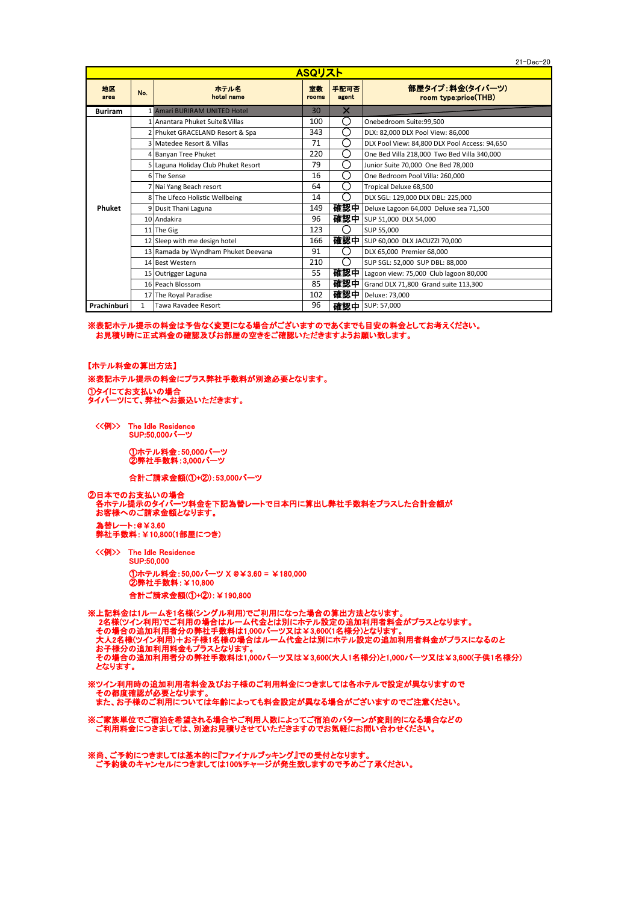21-Dec-20

| ASQリスト | | | | | |
|---|---|---|---|---|---|
| 地区 area | No. | ホテル名 hotel name | 室数 rooms | 手配可否 agent | 部屋タイプ：料金(タイバーツ) room type:price(THB) |
| Buriram | 1 | Amari BURIRAM UNITED Hotel | 30 | × | |
| Phuket | 1 | Anantara Phuket Suite&Villas | 100 | 〇 | Onebedroom Suite:99,500 |
| | 2 | Phuket GRACELAND Resort & Spa | 343 | 〇 | DLX: 82,000 DLX Pool View: 86,000 |
| | 3 | Matedee Resort & Villas | 71 | 〇 | DLX Pool View: 84,800 DLX Pool Access: 94,650 |
| | 4 | Banyan Tree Phuket | 220 | 〇 | One Bed Villa 218,000 Two Bed Villa 340,000 |
| | 5 | Laguna Holiday Club Phuket Resort | 79 | 〇 | Junior Suite 70,000 One Bed 78,000 |
| | 6 | The Sense | 16 | 〇 | One Bedroom Pool Villa: 260,000 |
| | 7 | Nai Yang Beach resort | 64 | 〇 | Tropical Deluxe 68,500 |
| | 8 | The Lifeco Holistic Wellbeing | 14 | 〇 | DLX SGL: 129,000 DLX DBL: 225,000 |
| | 9 | Dusit Thani Laguna | 149 | 確認中 | Deluxe Lagoon 64,000 Deluxe sea 71,500 |
| | 10 | Andakira | 96 | 確認中 | SUP 51,000 DLX 54,000 |
| | 11 | The Gig | 123 | 〇 | SUP 55,000 |
| | 12 | Sleep with me design hotel | 166 | 確認中 | SUP 60,000 DLX JACUZZI 70,000 |
| | 13 | Ramada by Wyndham Phuket Deevana | 91 | 〇 | DLX 65,000 Premier 68,000 |
| | 14 | Best Western | 210 | 〇 | SUP SGL: 52,000 SUP DBL: 88,000 |
| | 15 | Outrigger Laguna | 55 | 確認中 | Lagoon view: 75,000 Club lagoon 80,000 |
| | 16 | Peach Blossom | 85 | 確認中 | Grand DLX 71,800 Grand suite 113,300 |
| | 17 | The Royal Paradise | 102 | 確認中 | Deluxe: 73,000 |
| Prachinburi | 1 | Tawa Ravadee Resort | 96 | 確認中 | SUP: 57,000 |

※表記ホテル提示の料金は予告なく変更になる場合がございますのであくまでも目安の料金としてお考えください。
お見積り時に正式料金の確認及びお部屋の空きをご確認いただきますようお願い致します。

【ホテル料金の算出方法】

※表記ホテル提示の料金にプラス弊社手数料が別途必要となります。

①タイにてお支払いの場合
タイバーツにて、弊社へお振込いただきます。

<<例>> The Idle Residence
SUP:50,000バーツ

①ホテル料金：50,000バーツ
②弊社手数料：3,000バーツ

合計ご請求金額(①+②)：53,000バーツ

②日本でのお支払いの場合
各ホテル提示のタイバーツ料金を下記為替レートで日本円に算出し弊社手数料をプラスした合計金額が
お客様へのご請求金額となります。

為替レート：@￥3.60
弊社手数料：￥10,800(1部屋につき)

<<例>> The Idle Residence
SUP:50,000

①ホテル料金：50,00バーツ X @￥3.60 = ￥180,000
②弊社手数料：￥10,800

合計ご請求金額(①+②)：￥190,800

※上記料金は1ルームを1名様(シングル利用)でご利用になった場合の算出方法となります。
2名様(ツイン利用)でご利用の場合はルーム代金とは別にホテル設定の追加利用者料金がプラスとなります。
その場合の追加利用者分の弊社手数料は1,000バーツ又は￥3,600(1名様分)となります。
大人2名様(ツイン利用)＋お子様1名様の場合はルーム代金とは別にホテル設定の追加利用者料金がプラスになるのと
お子様分の追加利用料金もプラスとなります。
その場合の追加利用者分の弊社手数料は1,000バーツ又は￥3,600(大人1名様分)と1,000バーツ又は￥3,600(子供1名様分)
となります。

※ツイン利用時の追加利用者料金及びお子様のご利用料金につきましては各ホテルで設定が異なりますので
その都度確認が必要となります。
また、お子様のご利用については年齢によっても料金設定が異なる場合がございますのでご注意ください。

※ご家族単位でご宿泊を希望される場合やご利用人数によってご宿泊のパターンが変則的になる場合などの
ご利用料金につきましては、別途お見積りさせていただきますのでお気軽にお問い合わせください。

※尚、ご予約につきましては基本的に『ファイナルブッキング』での受付となります。
ご予約後のキャンセルにつきましては100%チャージが発生致しますので予めご了承ください。